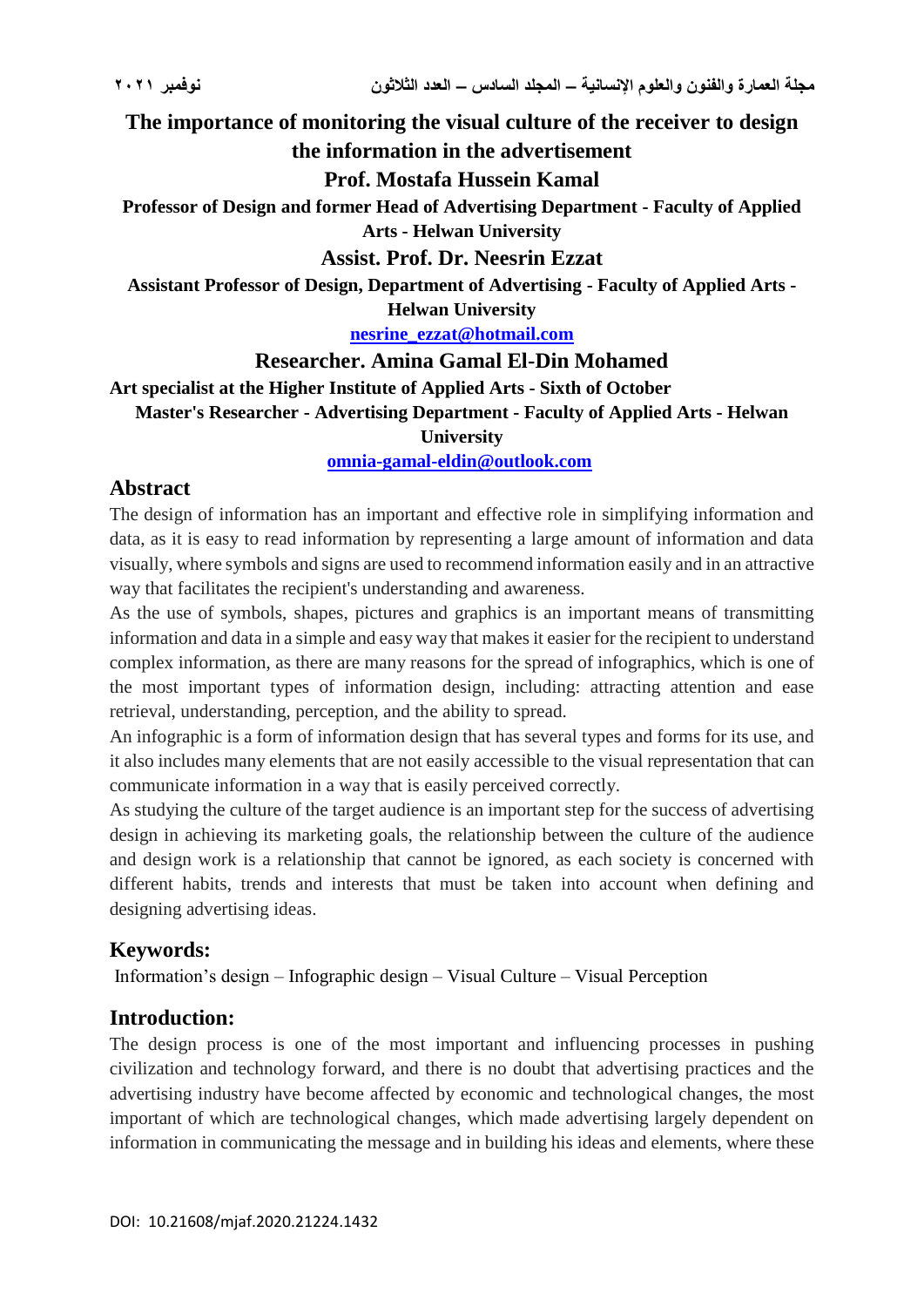# The importance of monitoring the visual culture of the receiver to design the information in the advertisement

**Prof. Mostafa Hussein Kamal**

**Professor of Design and former Head of Advertising Department - Faculty of Applied Arts - Helwan University**

**Assist. Prof. Dr. Neesrin Ezzat**

**Assistant Professor of Design, Department of Advertising - Faculty of Applied Arts - Helwan University**

**nesrine_ezzat@hotmail.com**

**Researcher. Amina Gamal El-Din Mohamed**

**Art specialist at the Higher Institute of Applied Arts - Sixth of October**

**Master's Researcher - Advertising Department - Faculty of Applied Arts - Helwan University**

**omnia-gamal-eldin@outlook.com**

## Abstract

The design of information has an important and effective role in simplifying information and data, as it is easy to read information by representing a large amount of information and data visually, where symbols and signs are used to recommend information easily and in an attractive way that facilitates the recipient's understanding and awareness.

As the use of symbols, shapes, pictures and graphics is an important means of transmitting information and data in a simple and easy way that makes it easier for the recipient to understand complex information, as there are many reasons for the spread of infographics, which is one of the most important types of information design, including: attracting attention and ease retrieval, understanding, perception, and the ability to spread.

An infographic is a form of information design that has several types and forms for its use, and it also includes many elements that are not easily accessible to the visual representation that can communicate information in a way that is easily perceived correctly.

As studying the culture of the target audience is an important step for the success of advertising design in achieving its marketing goals, the relationship between the culture of the audience and design work is a relationship that cannot be ignored, as each society is concerned with different habits, trends and interests that must be taken into account when defining and designing advertising ideas.

## Keywords:

Information's design – Infographic design – Visual Culture – Visual Perception

## Introduction:

The design process is one of the most important and influencing processes in pushing civilization and technology forward, and there is no doubt that advertising practices and the advertising industry have become affected by economic and technological changes, the most important of which are technological changes, which made advertising largely dependent on information in communicating the message and in building his ideas and elements, where these

DOI: 10.21608/mjaf.2020.21224.1432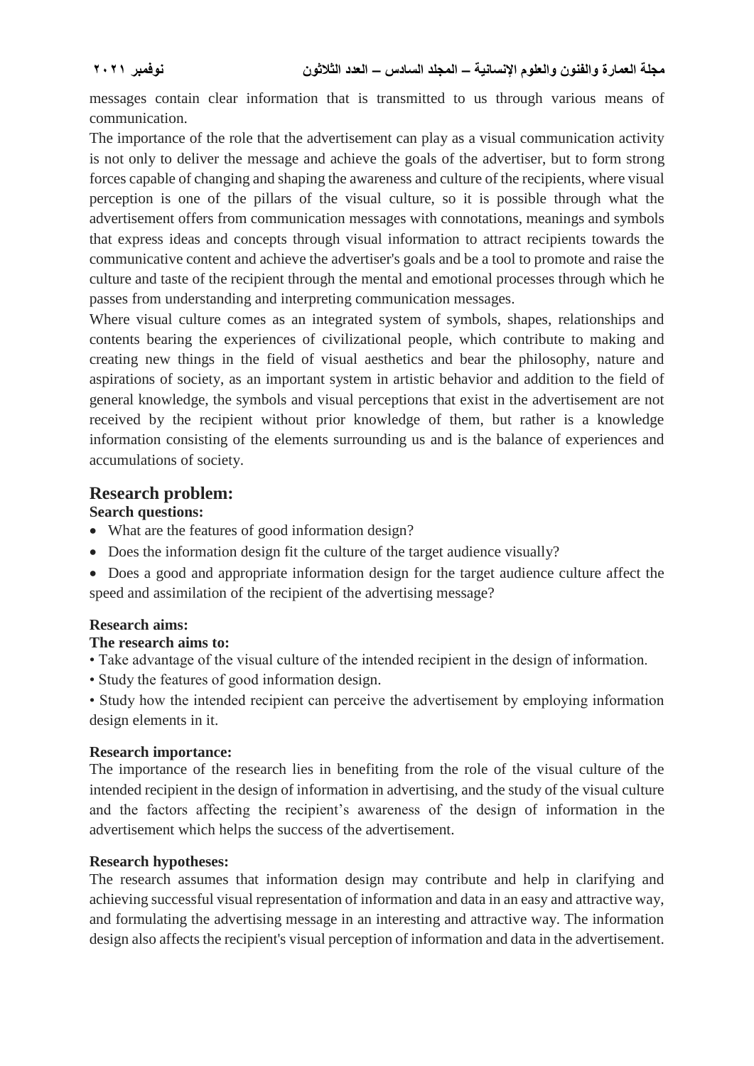messages contain clear information that is transmitted to us through various means of communication.

The importance of the role that the advertisement can play as a visual communication activity is not only to deliver the message and achieve the goals of the advertiser, but to form strong forces capable of changing and shaping the awareness and culture of the recipients, where visual perception is one of the pillars of the visual culture, so it is possible through what the advertisement offers from communication messages with connotations, meanings and symbols that express ideas and concepts through visual information to attract recipients towards the communicative content and achieve the advertiser's goals and be a tool to promote and raise the culture and taste of the recipient through the mental and emotional processes through which he passes from understanding and interpreting communication messages.

Where visual culture comes as an integrated system of symbols, shapes, relationships and contents bearing the experiences of civilizational people, which contribute to making and creating new things in the field of visual aesthetics and bear the philosophy, nature and aspirations of society, as an important system in artistic behavior and addition to the field of general knowledge, the symbols and visual perceptions that exist in the advertisement are not received by the recipient without prior knowledge of them, but rather is a knowledge information consisting of the elements surrounding us and is the balance of experiences and accumulations of society.

## Research problem:

**Search questions:**

- What are the features of good information design?
- Does the information design fit the culture of the target audience visually?
- Does a good and appropriate information design for the target audience culture affect the speed and assimilation of the recipient of the advertising message?

**Research aims:**

**The research aims to:**

- Take advantage of the visual culture of the intended recipient in the design of information.
- Study the features of good information design.
- Study how the intended recipient can perceive the advertisement by employing information design elements in it.

**Research importance:**

The importance of the research lies in benefiting from the role of the visual culture of the intended recipient in the design of information in advertising, and the study of the visual culture and the factors affecting the recipient's awareness of the design of information in the advertisement which helps the success of the advertisement.

**Research hypotheses:**

The research assumes that information design may contribute and help in clarifying and achieving successful visual representation of information and data in an easy and attractive way, and formulating the advertising message in an interesting and attractive way. The information design also affects the recipient's visual perception of information and data in the advertisement.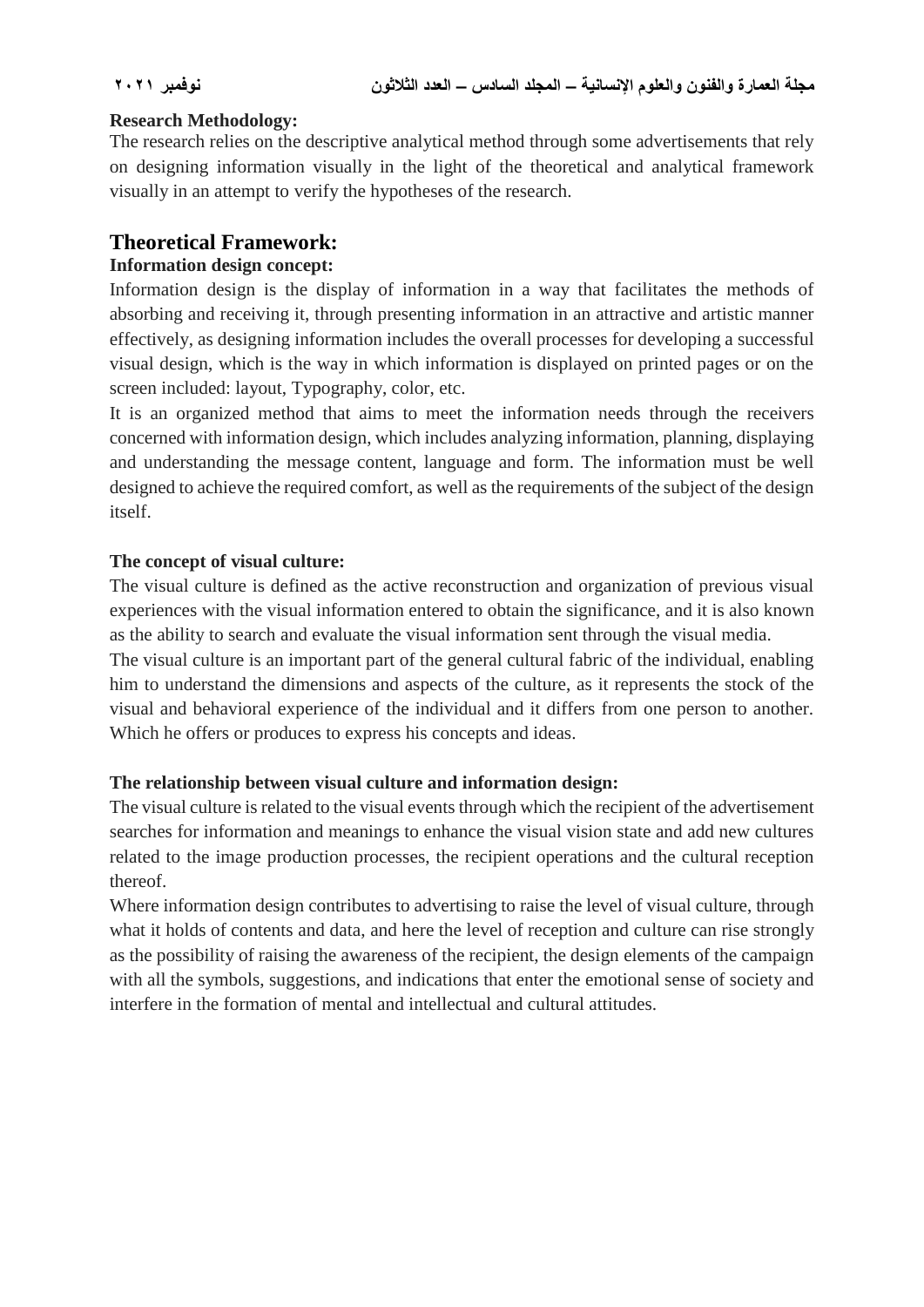**Research Methodology:**

The research relies on the descriptive analytical method through some advertisements that rely on designing information visually in the light of the theoretical and analytical framework visually in an attempt to verify the hypotheses of the research.

## Theoretical Framework:

**Information design concept:**

Information design is the display of information in a way that facilitates the methods of absorbing and receiving it, through presenting information in an attractive and artistic manner effectively, as designing information includes the overall processes for developing a successful visual design, which is the way in which information is displayed on printed pages or on the screen included: layout, Typography, color, etc.

It is an organized method that aims to meet the information needs through the receivers concerned with information design, which includes analyzing information, planning, displaying and understanding the message content, language and form. The information must be well designed to achieve the required comfort, as well as the requirements of the subject of the design itself.

**The concept of visual culture:**

The visual culture is defined as the active reconstruction and organization of previous visual experiences with the visual information entered to obtain the significance, and it is also known as the ability to search and evaluate the visual information sent through the visual media.

The visual culture is an important part of the general cultural fabric of the individual, enabling him to understand the dimensions and aspects of the culture, as it represents the stock of the visual and behavioral experience of the individual and it differs from one person to another. Which he offers or produces to express his concepts and ideas.

**The relationship between visual culture and information design:**

The visual culture is related to the visual events through which the recipient of the advertisement searches for information and meanings to enhance the visual vision state and add new cultures related to the image production processes, the recipient operations and the cultural reception thereof.

Where information design contributes to advertising to raise the level of visual culture, through what it holds of contents and data, and here the level of reception and culture can rise strongly as the possibility of raising the awareness of the recipient, the design elements of the campaign with all the symbols, suggestions, and indications that enter the emotional sense of society and interfere in the formation of mental and intellectual and cultural attitudes.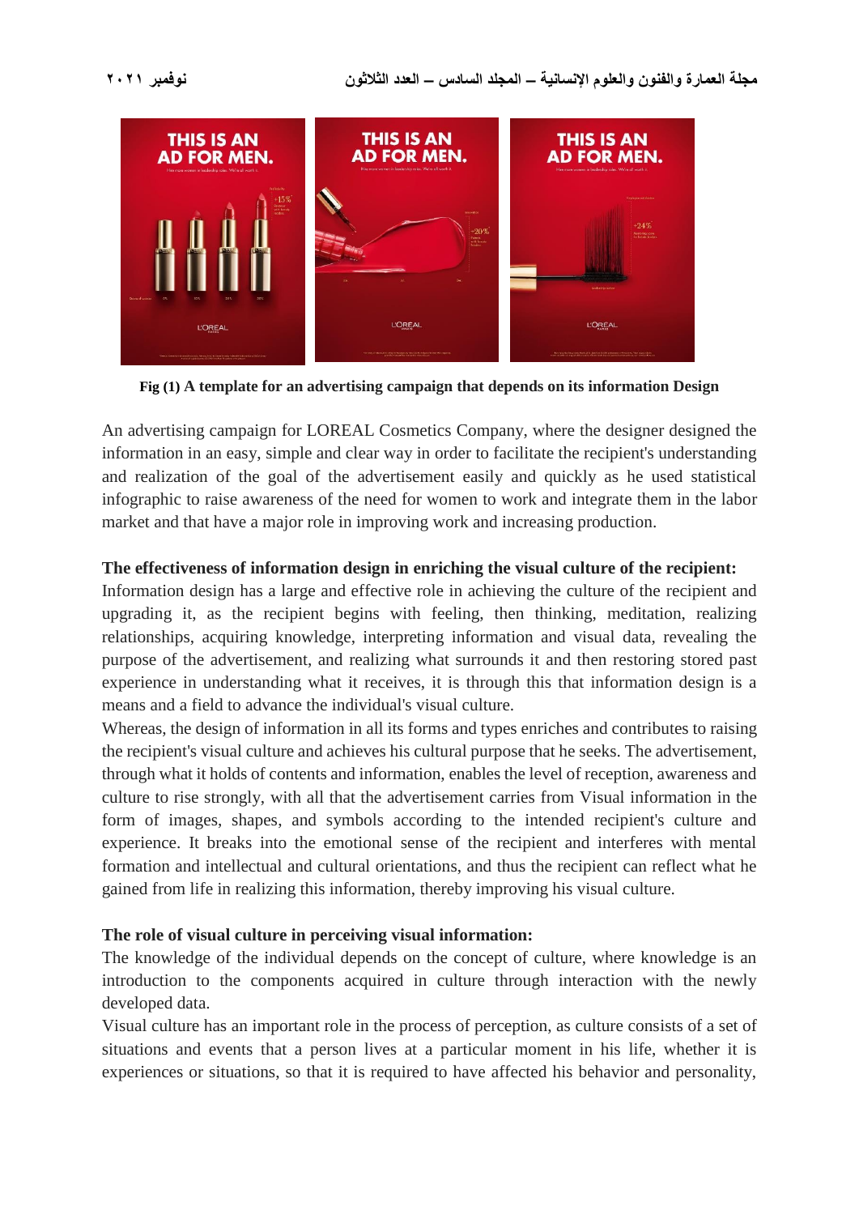Fig (1) A template for an advertising campaign that depends on its information Design

An advertising campaign for LOREAL Cosmetics Company, where the designer designed the information in an easy, simple and clear way in order to facilitate the recipient's understanding and realization of the goal of the advertisement easily and quickly as he used statistical infographic to raise awareness of the need for women to work and integrate them in the labor market and that have a major role in improving work and increasing production.

**The effectiveness of information design in enriching the visual culture of the recipient:**

Information design has a large and effective role in achieving the culture of the recipient and upgrading it, as the recipient begins with feeling, then thinking, meditation, realizing relationships, acquiring knowledge, interpreting information and visual data, revealing the purpose of the advertisement, and realizing what surrounds it and then restoring stored past experience in understanding what it receives, it is through this that information design is a means and a field to advance the individual's visual culture.

Whereas, the design of information in all its forms and types enriches and contributes to raising the recipient's visual culture and achieves his cultural purpose that he seeks. The advertisement, through what it holds of contents and information, enables the level of reception, awareness and culture to rise strongly, with all that the advertisement carries from Visual information in the form of images, shapes, and symbols according to the intended recipient's culture and experience. It breaks into the emotional sense of the recipient and interferes with mental formation and intellectual and cultural orientations, and thus the recipient can reflect what he gained from life in realizing this information, thereby improving his visual culture.

**The role of visual culture in perceiving visual information:**

The knowledge of the individual depends on the concept of culture, where knowledge is an introduction to the components acquired in culture through interaction with the newly developed data.

Visual culture has an important role in the process of perception, as culture consists of a set of situations and events that a person lives at a particular moment in his life, whether it is experiences or situations, so that it is required to have affected his behavior and personality,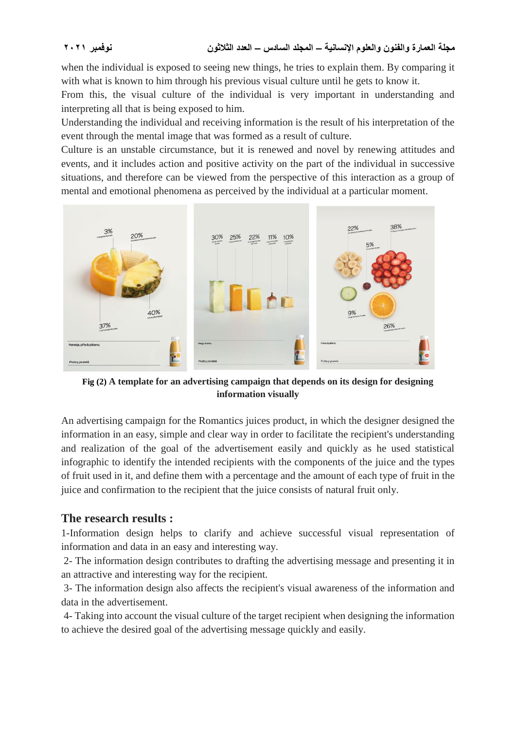when the individual is exposed to seeing new things, he tries to explain them. By comparing it with what is known to him through his previous visual culture until he gets to know it.
From this, the visual culture of the individual is very important in understanding and interpreting all that is being exposed to him.
Understanding the individual and receiving information is the result of his interpretation of the event through the mental image that was formed as a result of culture.
Culture is an unstable circumstance, but it is renewed and novel by renewing attitudes and events, and it includes action and positive activity on the part of the individual in successive situations, and therefore can be viewed from the perspective of this interaction as a group of mental and emotional phenomena as perceived by the individual at a particular moment.

**Fig (2) A template for an advertising campaign that depends on its design for designing information visually**

An advertising campaign for the Romantics juices product, in which the designer designed the information in an easy, simple and clear way in order to facilitate the recipient's understanding and realization of the goal of the advertisement easily and quickly as he used statistical infographic to identify the intended recipients with the components of the juice and the types of fruit used in it, and define them with a percentage and the amount of each type of fruit in the juice and confirmation to the recipient that the juice consists of natural fruit only.

## The research results :

1-Information design helps to clarify and achieve successful visual representation of information and data in an easy and interesting way.

2- The information design contributes to drafting the advertising message and presenting it in an attractive and interesting way for the recipient.

3- The information design also affects the recipient's visual awareness of the information and data in the advertisement.

4- Taking into account the visual culture of the target recipient when designing the information to achieve the desired goal of the advertising message quickly and easily.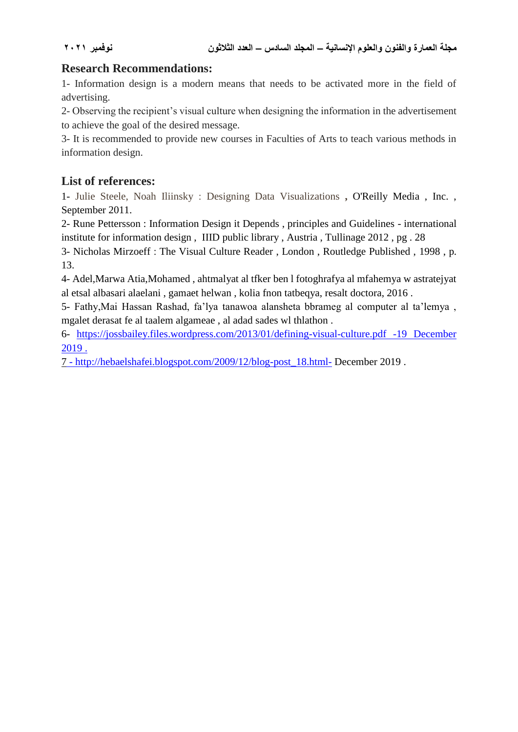## Research Recommendations:

1- Information design is a modern means that needs to be activated more in the field of advertising.

2- Observing the recipient's visual culture when designing the information in the advertisement to achieve the goal of the desired message.

3- It is recommended to provide new courses in Faculties of Arts to teach various methods in information design.

## List of references:

1- Julie Steele, Noah Iliinsky : Designing Data Visualizations , O'Reilly Media , Inc. , September 2011.

2- Rune Pettersson : Information Design it Depends , principles and Guidelines - international institute for information design , IIID public library , Austria , Tullinage 2012 , pg . 28

3- Nicholas Mirzoeff : The Visual Culture Reader , London , Routledge Published , 1998 , p. 13.

4- Adel,Marwa Atia,Mohamed , ahtmalyat al tfker ben l fotoghrafya al mfahemya w astratejyat al etsal albasari alaelani , gamaet helwan , kolia fnon tatbeqya, resalt doctora, 2016 .

5- Fathy,Mai Hassan Rashad, fa'lya tanawoa alansheta bbrameg al computer al ta'lemya , mgalet derasat fe al taalem algameae , al adad sades wl thlathon .

6- https://jossbailey.files.wordpress.com/2013/01/defining-visual-culture.pdf -19 December 2019 .

7 - http://hebaelshafei.blogspot.com/2009/12/blog-post_18.html- December 2019 .